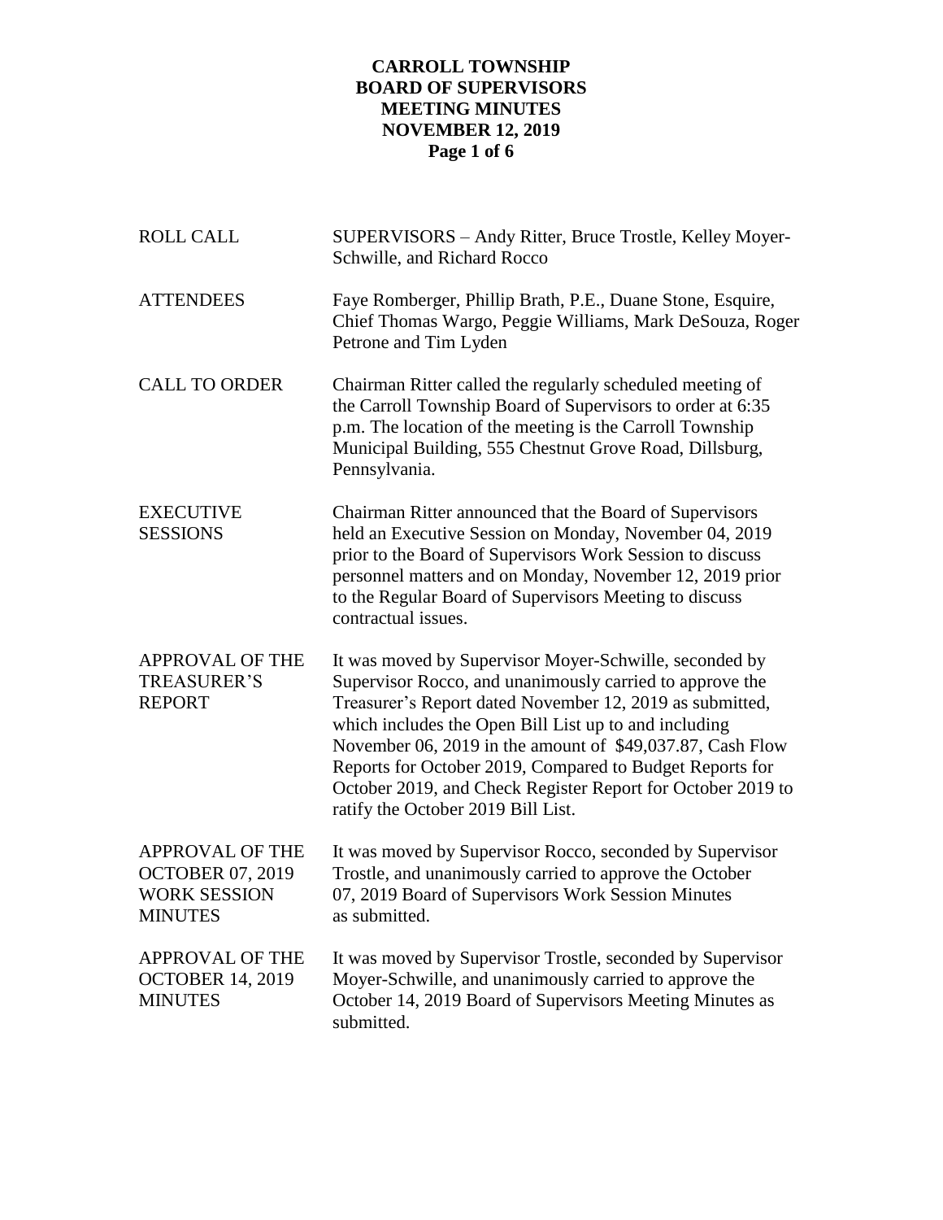# CARROLL TOWNSHIP
# BOARD OF SUPERVISORS
# MEETING MINUTES
# NOVEMBER 12, 2019

| | |
|---|---|
| ROLL CALL | SUPERVISORS – Andy Ritter, Bruce Trostle, Kelley Moyer-Schwille, and Richard Rocco |
| ATTENDEES | Faye Romberger, Phillip Brath, P.E., Duane Stone, Esquire, Chief Thomas Wargo, Peggie Williams, Mark DeSouza, Roger Petrone and Tim Lyden |
| CALL TO ORDER | Chairman Ritter called the regularly scheduled meeting of the Carroll Township Board of Supervisors to order at 6:35 p.m. The location of the meeting is the Carroll Township Municipal Building, 555 Chestnut Grove Road, Dillsburg, Pennsylvania. |
| EXECUTIVE SESSIONS | Chairman Ritter announced that the Board of Supervisors held an Executive Session on Monday, November 04, 2019 prior to the Board of Supervisors Work Session to discuss personnel matters and on Monday, November 12, 2019 prior to the Regular Board of Supervisors Meeting to discuss contractual issues. |
| APPROVAL OF THE TREASURER'S REPORT | It was moved by Supervisor Moyer-Schwille, seconded by Supervisor Rocco, and unanimously carried to approve the Treasurer's Report dated November 12, 2019 as submitted, which includes the Open Bill List up to and including November 06, 2019 in the amount of $49,037.87, Cash Flow Reports for October 2019, Compared to Budget Reports for October 2019, and Check Register Report for October 2019 to ratify the October 2019 Bill List. |
| APPROVAL OF THE OCTOBER 07, 2019 WORK SESSION MINUTES | It was moved by Supervisor Rocco, seconded by Supervisor Trostle, and unanimously carried to approve the October 07, 2019 Board of Supervisors Work Session Minutes as submitted. |
| APPROVAL OF THE OCTOBER 14, 2019 MINUTES | It was moved by Supervisor Trostle, seconded by Supervisor Moyer-Schwille, and unanimously carried to approve the October 14, 2019 Board of Supervisors Meeting Minutes as submitted. |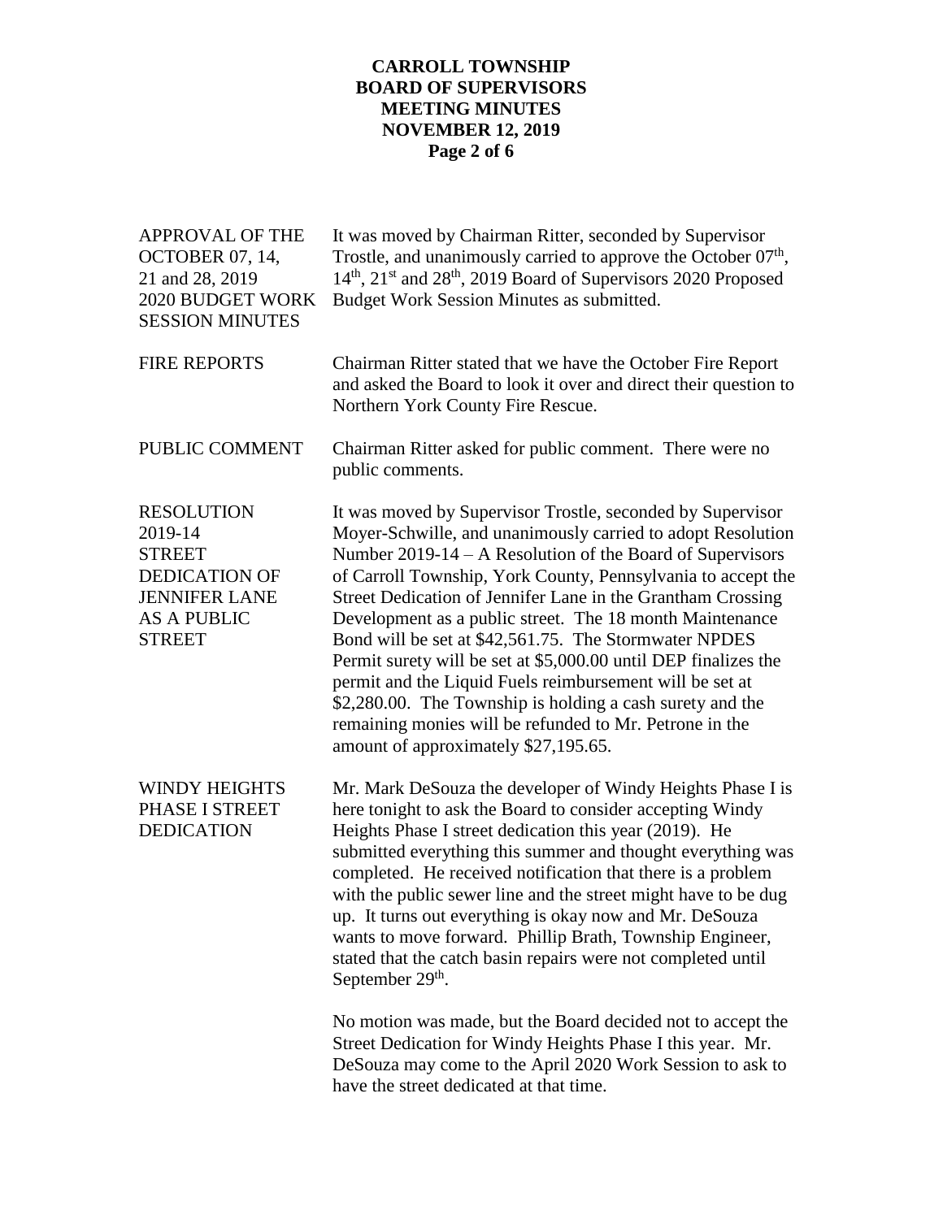**APPROVAL OF THE OCTOBER 07, 14, 21 and 28, 2019 2020 BUDGET WORK SESSION MINUTES**

It was moved by Chairman Ritter, seconded by Supervisor Trostle, and unanimously carried to approve the October 07th, 14th, 21st and 28th, 2019 Board of Supervisors 2020 Proposed Budget Work Session Minutes as submitted.

**FIRE REPORTS**

Chairman Ritter stated that we have the October Fire Report and asked the Board to look it over and direct their question to Northern York County Fire Rescue.

**PUBLIC COMMENT**

Chairman Ritter asked for public comment. There were no public comments.

**RESOLUTION 2019-14 STREET DEDICATION OF JENNIFER LANE AS A PUBLIC STREET**

It was moved by Supervisor Trostle, seconded by Supervisor Moyer-Schwille, and unanimously carried to adopt Resolution Number 2019-14 – A Resolution of the Board of Supervisors of Carroll Township, York County, Pennsylvania to accept the Street Dedication of Jennifer Lane in the Grantham Crossing Development as a public street. The 18 month Maintenance Bond will be set at $42,561.75. The Stormwater NPDES Permit surety will be set at $5,000.00 until DEP finalizes the permit and the Liquid Fuels reimbursement will be set at $2,280.00. The Township is holding a cash surety and the remaining monies will be refunded to Mr. Petrone in the amount of approximately $27,195.65.

**WINDY HEIGHTS PHASE I STREET DEDICATION**

Mr. Mark DeSouza the developer of Windy Heights Phase I is here tonight to ask the Board to consider accepting Windy Heights Phase I street dedication this year (2019). He submitted everything this summer and thought everything was completed. He received notification that there is a problem with the public sewer line and the street might have to be dug up. It turns out everything is okay now and Mr. DeSouza wants to move forward. Phillip Brath, Township Engineer, stated that the catch basin repairs were not completed until September 29th.

No motion was made, but the Board decided not to accept the Street Dedication for Windy Heights Phase I this year. Mr. DeSouza may come to the April 2020 Work Session to ask to have the street dedicated at that time.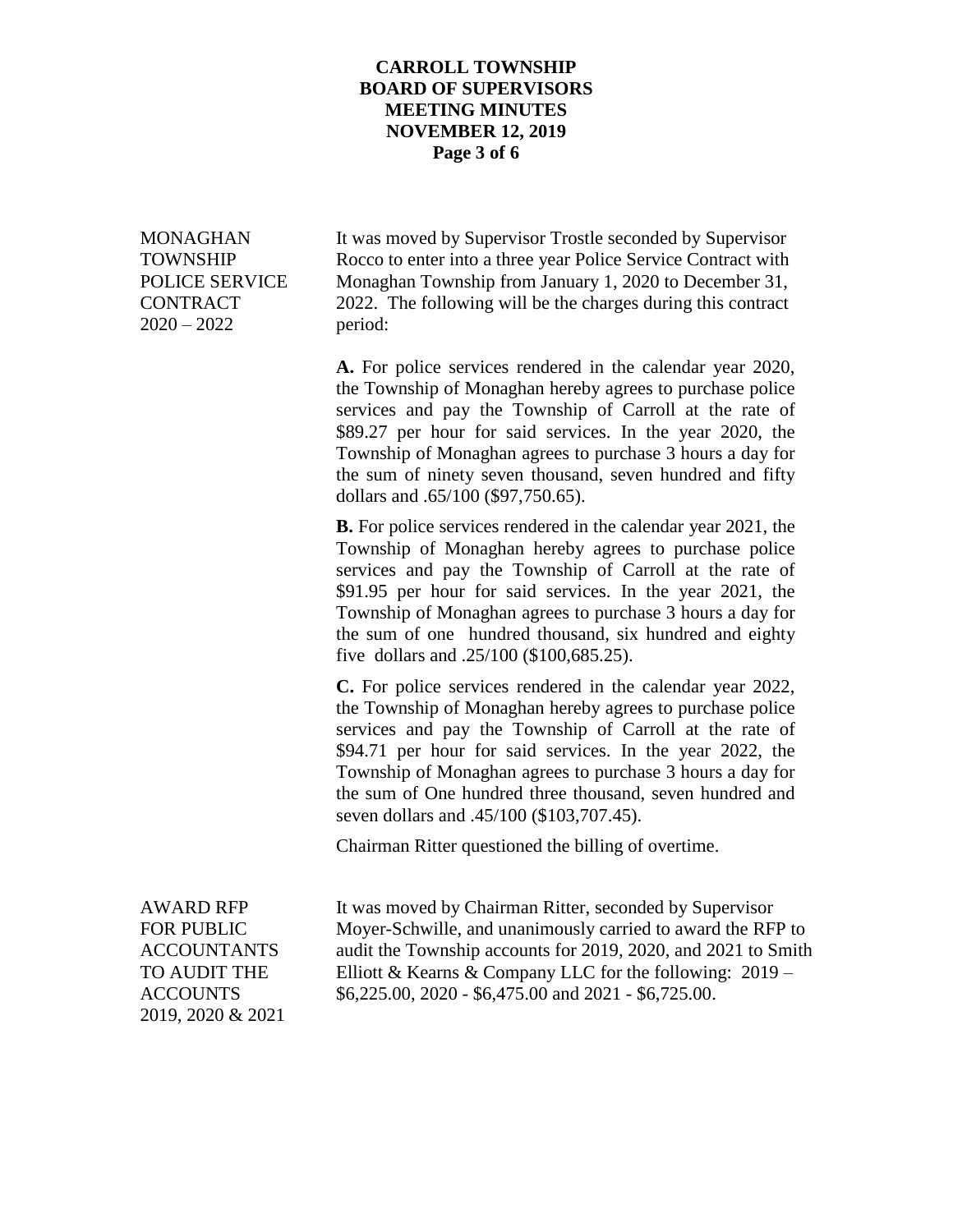**MONAGHAN TOWNSHIP POLICE SERVICE CONTRACT 2020 – 2022**

It was moved by Supervisor Trostle seconded by Supervisor Rocco to enter into a three year Police Service Contract with Monaghan Township from January 1, 2020 to December 31, 2022. The following will be the charges during this contract period:

**A.** For police services rendered in the calendar year 2020, the Township of Monaghan hereby agrees to purchase police services and pay the Township of Carroll at the rate of $89.27 per hour for said services. In the year 2020, the Township of Monaghan agrees to purchase 3 hours a day for the sum of ninety seven thousand, seven hundred and fifty dollars and .65/100 ($97,750.65).

**B.** For police services rendered in the calendar year 2021, the Township of Monaghan hereby agrees to purchase police services and pay the Township of Carroll at the rate of $91.95 per hour for said services. In the year 2021, the Township of Monaghan agrees to purchase 3 hours a day for the sum of one hundred thousand, six hundred and eighty five dollars and .25/100 ($100,685.25).

**C.** For police services rendered in the calendar year 2022, the Township of Monaghan hereby agrees to purchase police services and pay the Township of Carroll at the rate of $94.71 per hour for said services. In the year 2022, the Township of Monaghan agrees to purchase 3 hours a day for the sum of One hundred three thousand, seven hundred and seven dollars and .45/100 ($103,707.45).

Chairman Ritter questioned the billing of overtime.

**AWARD RFP FOR PUBLIC ACCOUNTANTS TO AUDIT THE ACCOUNTS 2019, 2020 & 2021**

It was moved by Chairman Ritter, seconded by Supervisor Moyer-Schwille, and unanimously carried to award the RFP to audit the Township accounts for 2019, 2020, and 2021 to Smith Elliott & Kearns & Company LLC for the following: 2019 – $6,225.00, 2020 - $6,475.00 and 2021 - $6,725.00.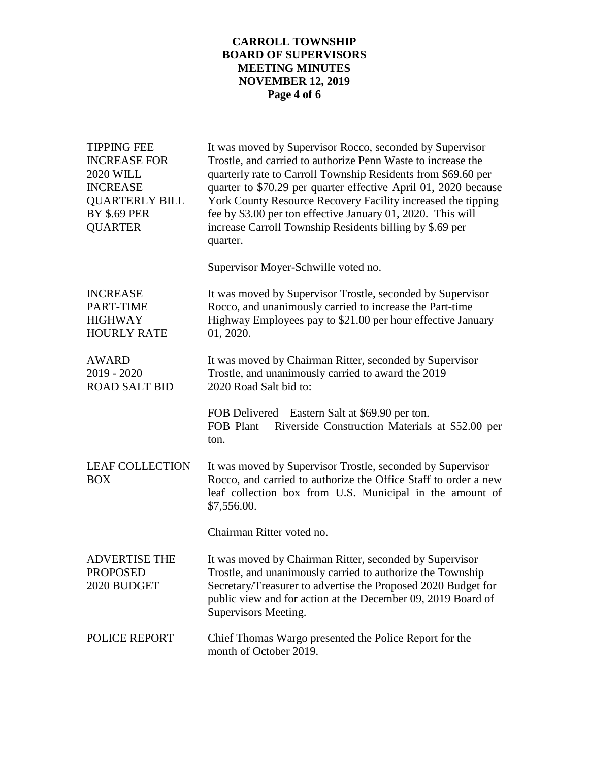**TIPPING FEE INCREASE FOR 2020 WILL INCREASE QUARTERLY BILL BY $.69 PER QUARTER**

It was moved by Supervisor Rocco, seconded by Supervisor Trostle, and carried to authorize Penn Waste to increase the quarterly rate to Carroll Township Residents from $69.60 per quarter to $70.29 per quarter effective April 01, 2020 because York County Resource Recovery Facility increased the tipping fee by $3.00 per ton effective January 01, 2020. This will increase Carroll Township Residents billing by $.69 per quarter.

Supervisor Moyer-Schwille voted no.

**INCREASE PART-TIME HIGHWAY HOURLY RATE**

It was moved by Supervisor Trostle, seconded by Supervisor Rocco, and unanimously carried to increase the Part-time Highway Employees pay to $21.00 per hour effective January 01, 2020.

**AWARD 2019 - 2020 ROAD SALT BID**

It was moved by Chairman Ritter, seconded by Supervisor Trostle, and unanimously carried to award the 2019 – 2020 Road Salt bid to:

FOB Delivered – Eastern Salt at $69.90 per ton.
FOB Plant – Riverside Construction Materials at $52.00 per ton.

**LEAF COLLECTION BOX**

It was moved by Supervisor Trostle, seconded by Supervisor Rocco, and carried to authorize the Office Staff to order a new leaf collection box from U.S. Municipal in the amount of $7,556.00.

Chairman Ritter voted no.

**ADVERTISE THE PROPOSED 2020 BUDGET**

It was moved by Chairman Ritter, seconded by Supervisor Trostle, and unanimously carried to authorize the Township Secretary/Treasurer to advertise the Proposed 2020 Budget for public view and for action at the December 09, 2019 Board of Supervisors Meeting.

**POLICE REPORT**

Chief Thomas Wargo presented the Police Report for the month of October 2019.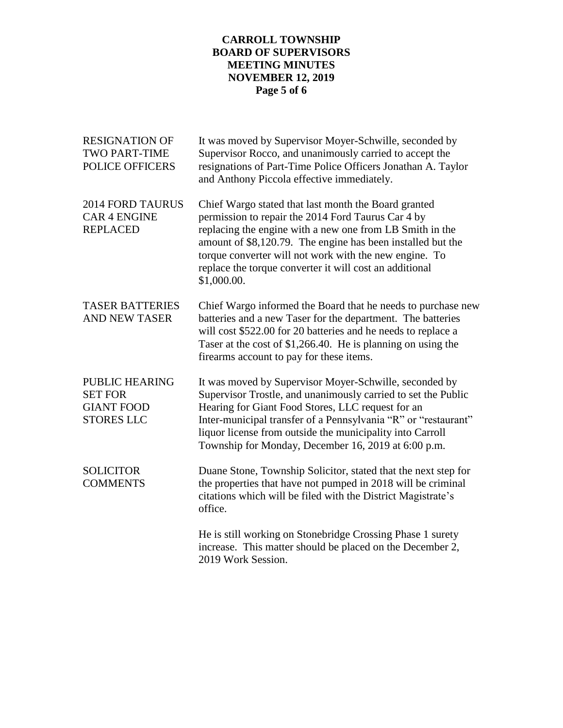**RESIGNATION OF TWO PART-TIME POLICE OFFICERS**

It was moved by Supervisor Moyer-Schwille, seconded by Supervisor Rocco, and unanimously carried to accept the resignations of Part-Time Police Officers Jonathan A. Taylor and Anthony Piccola effective immediately.

**2014 FORD TAURUS CAR 4 ENGINE REPLACED**

Chief Wargo stated that last month the Board granted permission to repair the 2014 Ford Taurus Car 4 by replacing the engine with a new one from LB Smith in the amount of $8,120.79. The engine has been installed but the torque converter will not work with the new engine. To replace the torque converter it will cost an additional $1,000.00.

**TASER BATTERIES AND NEW TASER**

Chief Wargo informed the Board that he needs to purchase new batteries and a new Taser for the department. The batteries will cost $522.00 for 20 batteries and he needs to replace a Taser at the cost of $1,266.40. He is planning on using the firearms account to pay for these items.

**PUBLIC HEARING SET FOR GIANT FOOD STORES LLC**

It was moved by Supervisor Moyer-Schwille, seconded by Supervisor Trostle, and unanimously carried to set the Public Hearing for Giant Food Stores, LLC request for an Inter-municipal transfer of a Pennsylvania "R" or "restaurant" liquor license from outside the municipality into Carroll Township for Monday, December 16, 2019 at 6:00 p.m.

**SOLICITOR COMMENTS**

Duane Stone, Township Solicitor, stated that the next step for the properties that have not pumped in 2018 will be criminal citations which will be filed with the District Magistrate's office.

He is still working on Stonebridge Crossing Phase 1 surety increase. This matter should be placed on the December 2, 2019 Work Session.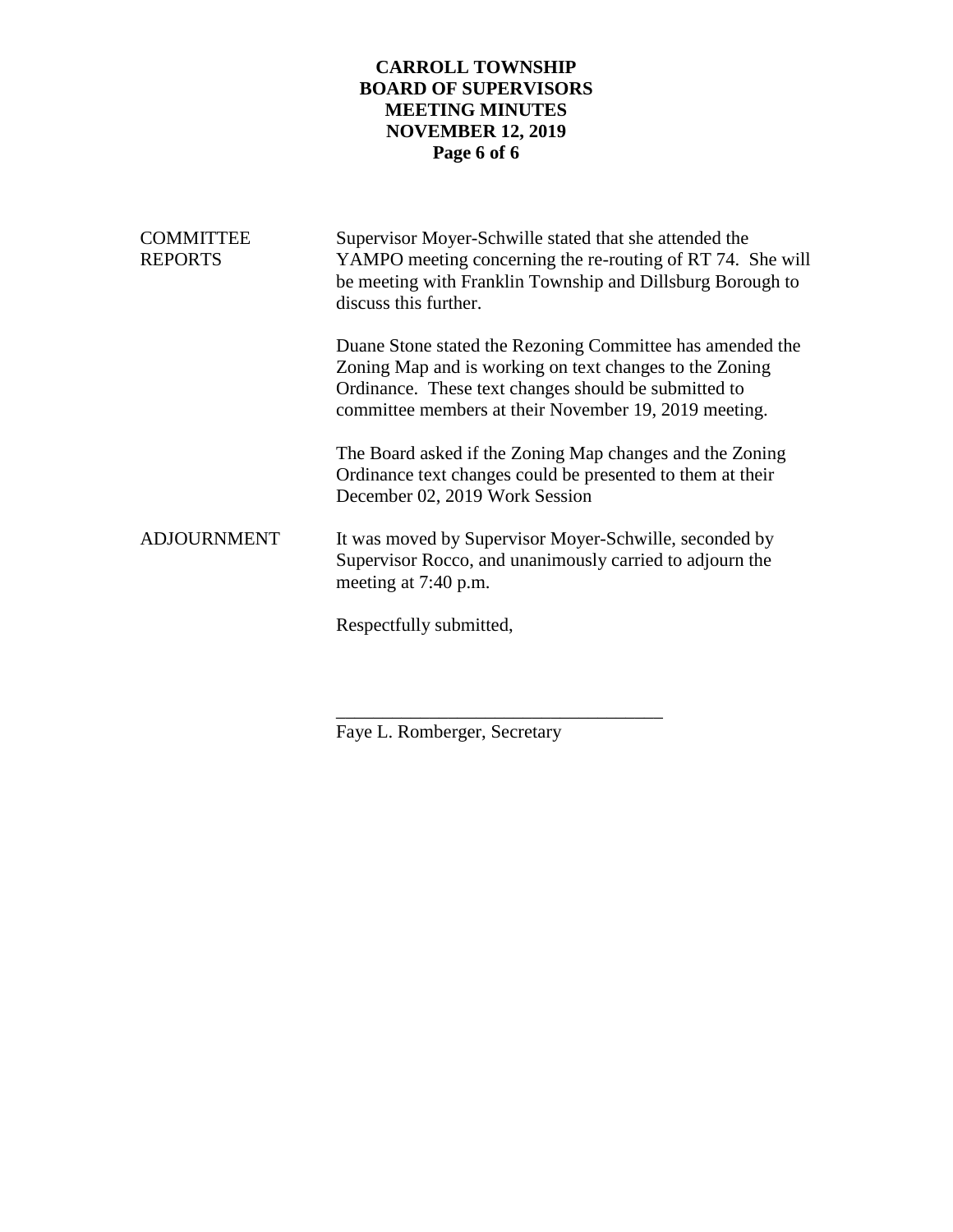COMMITTEE REPORTS

Supervisor Moyer-Schwille stated that she attended the YAMPO meeting concerning the re-routing of RT 74. She will be meeting with Franklin Township and Dillsburg Borough to discuss this further.

Duane Stone stated the Rezoning Committee has amended the Zoning Map and is working on text changes to the Zoning Ordinance. These text changes should be submitted to committee members at their November 19, 2019 meeting.

The Board asked if the Zoning Map changes and the Zoning Ordinance text changes could be presented to them at their December 02, 2019 Work Session

ADJOURNMENT

It was moved by Supervisor Moyer-Schwille, seconded by Supervisor Rocco, and unanimously carried to adjourn the meeting at 7:40 p.m.

Respectfully submitted,

\_\_\_\_\_\_\_\_\_\_\_\_\_\_\_\_\_\_\_\_\_\_\_\_\_\_\_\_\_\_\_\_\_\_\_\_

Faye L. Romberger, Secretary